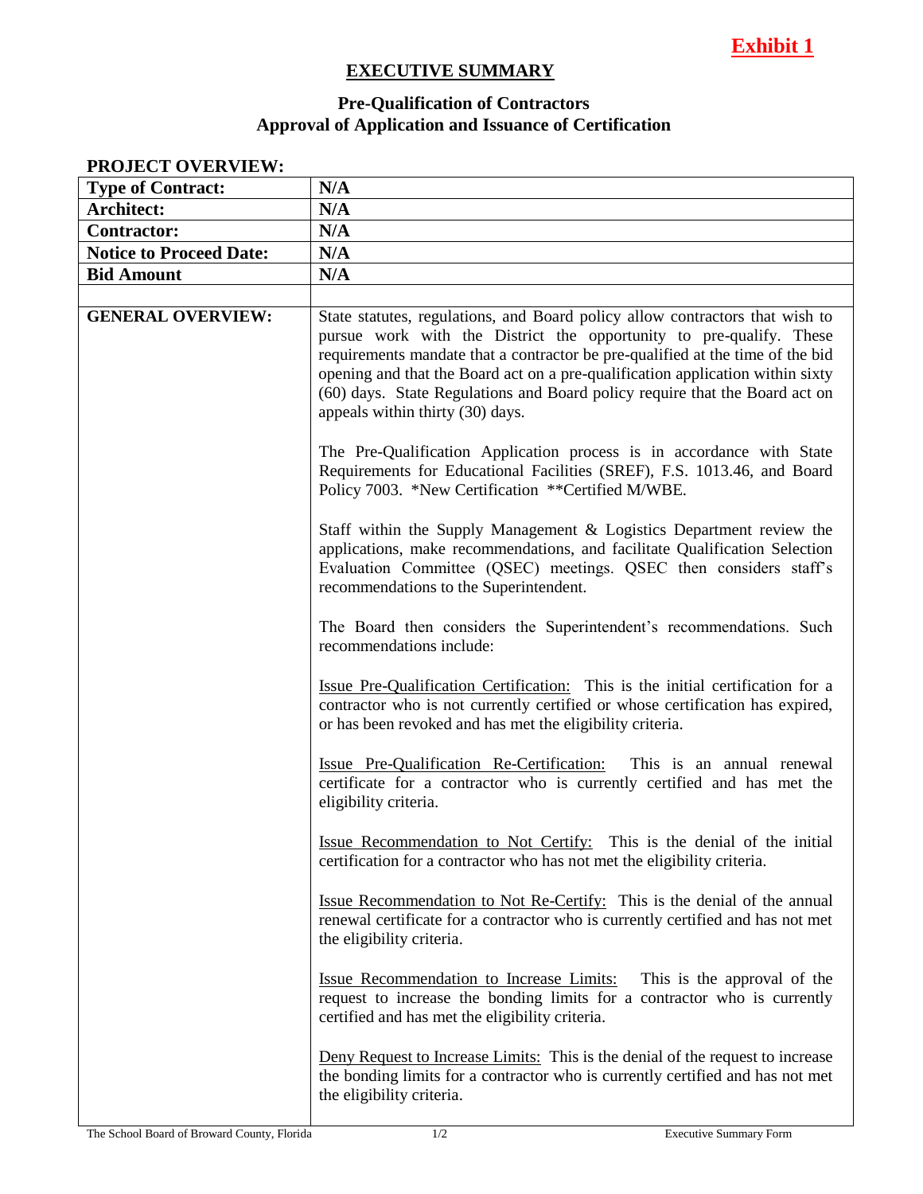**Exhibit 1**

# EXECUTIVE SUMMARY

## Pre-Qualification of Contractors
## Approval of Application and Issuance of Certification

**PROJECT OVERVIEW:**

| | |
|---|---|
| **Type of Contract:** | **N/A** |
| **Architect:** | **N/A** |
| **Contractor:** | **N/A** |
| **Notice to Proceed Date:** | **N/A** |
| **Bid Amount** | **N/A** |
| | |
| **GENERAL OVERVIEW:** | State statutes, regulations, and Board policy allow contractors that wish to pursue work with the District the opportunity to pre-qualify. These requirements mandate that a contractor be pre-qualified at the time of the bid opening and that the Board act on a pre-qualification application within sixty (60) days. State Regulations and Board policy require that the Board act on appeals within thirty (30) days.<br><br>The Pre-Qualification Application process is in accordance with State Requirements for Educational Facilities (SREF), F.S. 1013.46, and Board Policy 7003. *New Certification **Certified M/WBE.<br><br>Staff within the Supply Management & Logistics Department review the applications, make recommendations, and facilitate Qualification Selection Evaluation Committee (QSEC) meetings. QSEC then considers staff's recommendations to the Superintendent.<br><br>The Board then considers the Superintendent's recommendations. Such recommendations include:<br><br><u>Issue Pre-Qualification Certification:</u> This is the initial certification for a contractor who is not currently certified or whose certification has expired, or has been revoked and has met the eligibility criteria.<br><br><u>Issue Pre-Qualification Re-Certification:</u> This is an annual renewal certificate for a contractor who is currently certified and has met the eligibility criteria.<br><br><u>Issue Recommendation to Not Certify:</u> This is the denial of the initial certification for a contractor who has not met the eligibility criteria.<br><br><u>Issue Recommendation to Not Re-Certify:</u> This is the denial of the annual renewal certificate for a contractor who is currently certified and has not met the eligibility criteria.<br><br><u>Issue Recommendation to Increase Limits:</u> This is the approval of the request to increase the bonding limits for a contractor who is currently certified and has met the eligibility criteria.<br><br><u>Deny Request to Increase Limits:</u> This is the denial of the request to increase the bonding limits for a contractor who is currently certified and has not met the eligibility criteria. |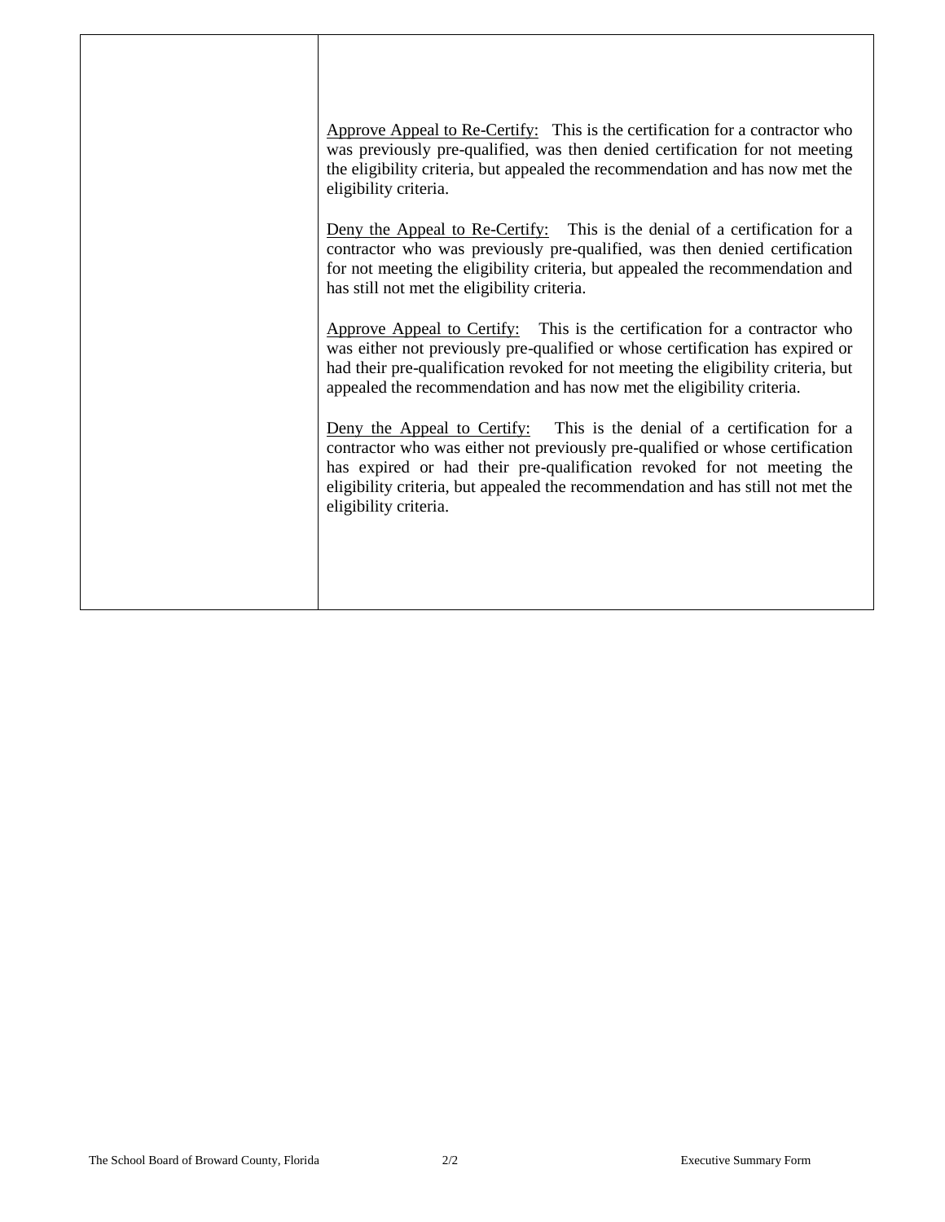| | |
|---|---|
| | <u>Approve Appeal to Re-Certify:</u> This is the certification for a contractor who was previously pre-qualified, was then denied certification for not meeting the eligibility criteria, but appealed the recommendation and has now met the eligibility criteria.<br><br><u>Deny the Appeal to Re-Certify:</u> This is the denial of a certification for a contractor who was previously pre-qualified, was then denied certification for not meeting the eligibility criteria, but appealed the recommendation and has still not met the eligibility criteria.<br><br><u>Approve Appeal to Certify:</u> This is the certification for a contractor who was either not previously pre-qualified or whose certification has expired or had their pre-qualification revoked for not meeting the eligibility criteria, but appealed the recommendation and has now met the eligibility criteria.<br><br><u>Deny the Appeal to Certify:</u> This is the denial of a certification for a contractor who was either not previously pre-qualified or whose certification has expired or had their pre-qualification revoked for not meeting the eligibility criteria, but appealed the recommendation and has still not met the eligibility criteria. |